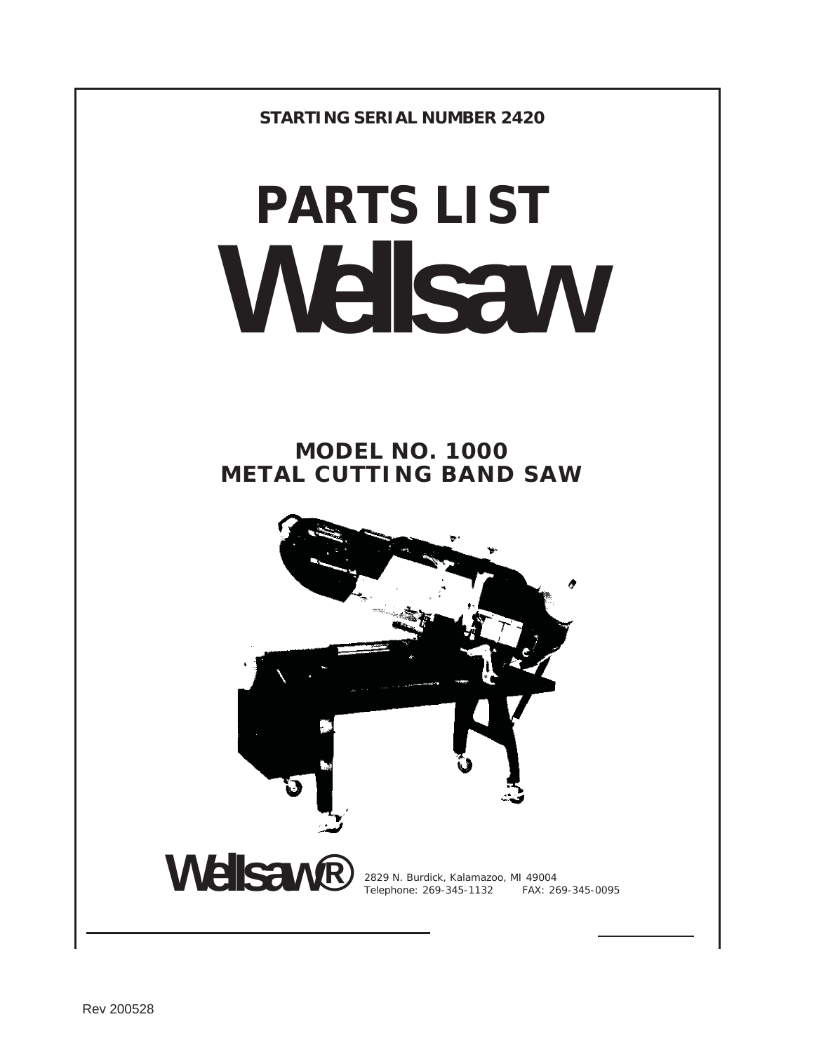**STARTING SERIAL NUMBER 2420**

# PARTS LIST

# Wellsaw

## MODEL NO. 1000
## METAL CUTTING BAND SAW

**Wellsaw®** 2829 N. Burdick, Kalamazoo, MI 49004
Telephone: 269-345-1132 FAX: 269-345-0095

Rev 200528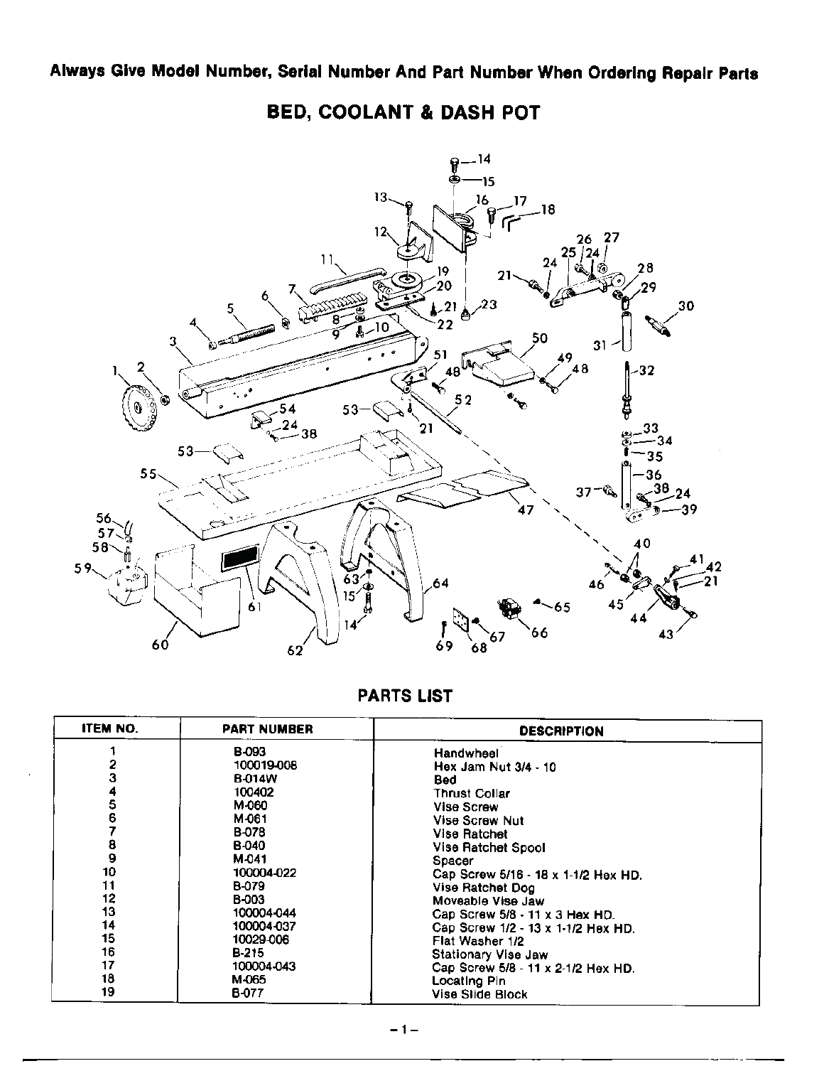**Always Give Model Number, Serial Number And Part Number When Ordering Repair Parts**

# BED, COOLANT & DASH POT

## PARTS LIST

| ITEM NO. | PART NUMBER | DESCRIPTION |
|---|---|---|
| 1 | B-093 | Handwheel |
| 2 | 100019-008 | Hex Jam Nut 3/4 - 10 |
| 3 | B-014W | Bed |
| 4 | 100402 | Thrust Collar |
| 5 | M-060 | Vise Screw |
| 6 | M-061 | Vise Screw Nut |
| 7 | B-078 | Vise Ratchet |
| 8 | B-040 | Vise Ratchet Spool |
| 9 | M-041 | Spacer |
| 10 | 100004-022 | Cap Screw 5/16 - 18 x 1-1/2 Hex HD. |
| 11 | B-079 | Vise Ratchet Dog |
| 12 | B-003 | Moveable Vise Jaw |
| 13 | 100004-044 | Cap Screw 5/8 - 11 x 3 Hex HD. |
| 14 | 100004-037 | Cap Screw 1/2 - 13 x 1-1/2 Hex HD. |
| 15 | 10029-006 | Flat Washer 1/2 |
| 16 | B-215 | Stationary Vise Jaw |
| 17 | 100004-043 | Cap Screw 5/8 - 11 x 2-1/2 Hex HD. |
| 18 | M-065 | Locating Pin |
| 19 | B-077 | Vise Slide Block |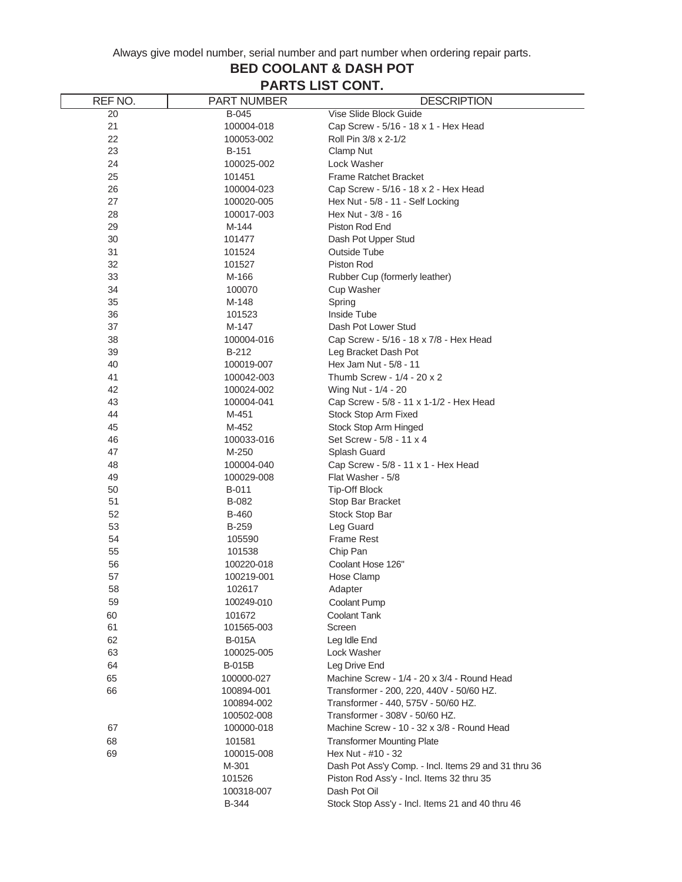Always give model number, serial number and part number when ordering repair parts.

## BED COOLANT & DASH POT
## PARTS LIST CONT.

| REF NO. | PART NUMBER | DESCRIPTION |
|---|---|---|
| 20 | B-045 | Vise Slide Block Guide |
| 21 | 100004-018 | Cap Screw - 5/16 - 18 x 1 - Hex Head |
| 22 | 100053-002 | Roll Pin 3/8 x 2-1/2 |
| 23 | B-151 | Clamp Nut |
| 24 | 100025-002 | Lock Washer |
| 25 | 101451 | Frame Ratchet Bracket |
| 26 | 100004-023 | Cap Screw - 5/16 - 18 x 2 - Hex Head |
| 27 | 100020-005 | Hex Nut - 5/8 - 11 - Self Locking |
| 28 | 100017-003 | Hex Nut - 3/8 - 16 |
| 29 | M-144 | Piston Rod End |
| 30 | 101477 | Dash Pot Upper Stud |
| 31 | 101524 | Outside Tube |
| 32 | 101527 | Piston Rod |
| 33 | M-166 | Rubber Cup (formerly leather) |
| 34 | 100070 | Cup Washer |
| 35 | M-148 | Spring |
| 36 | 101523 | Inside Tube |
| 37 | M-147 | Dash Pot Lower Stud |
| 38 | 100004-016 | Cap Screw - 5/16 - 18 x 7/8 - Hex Head |
| 39 | B-212 | Leg Bracket Dash Pot |
| 40 | 100019-007 | Hex Jam Nut - 5/8 - 11 |
| 41 | 100042-003 | Thumb Screw - 1/4 - 20 x 2 |
| 42 | 100024-002 | Wing Nut - 1/4 - 20 |
| 43 | 100004-041 | Cap Screw - 5/8 - 11 x 1-1/2 - Hex Head |
| 44 | M-451 | Stock Stop Arm Fixed |
| 45 | M-452 | Stock Stop Arm Hinged |
| 46 | 100033-016 | Set Screw - 5/8 - 11 x 4 |
| 47 | M-250 | Splash Guard |
| 48 | 100004-040 | Cap Screw - 5/8 - 11 x 1 - Hex Head |
| 49 | 100029-008 | Flat Washer - 5/8 |
| 50 | B-011 | Tip-Off Block |
| 51 | B-082 | Stop Bar Bracket |
| 52 | B-460 | Stock Stop Bar |
| 53 | B-259 | Leg Guard |
| 54 | 105590 | Frame Rest |
| 55 | 101538 | Chip Pan |
| 56 | 100220-018 | Coolant Hose 126" |
| 57 | 100219-001 | Hose Clamp |
| 58 | 102617 | Adapter |
| 59 | 100249-010 | Coolant Pump |
| 60 | 101672 | Coolant Tank |
| 61 | 101565-003 | Screen |
| 62 | B-015A | Leg Idle End |
| 63 | 100025-005 | Lock Washer |
| 64 | B-015B | Leg Drive End |
| 65 | 100000-027 | Machine Screw - 1/4 - 20 x 3/4 - Round Head |
| 66 | 100894-001 | Transformer - 200, 220, 440V - 50/60 HZ. |
| | 100894-002 | Transformer - 440, 575V - 50/60 HZ. |
| | 100502-008 | Transformer - 308V - 50/60 HZ. |
| 67 | 100000-018 | Machine Screw - 10 - 32 x 3/8 - Round Head |
| 68 | 101581 | Transformer Mounting Plate |
| 69 | 100015-008 | Hex Nut - #10 - 32 |
| | M-301 | Dash Pot Ass'y Comp. - Incl. Items 29 and 31 thru 36 |
| | 101526 | Piston Rod Ass'y - Incl. Items 32 thru 35 |
| | 100318-007 | Dash Pot Oil |
| | B-344 | Stock Stop Ass'y - Incl. Items 21 and 40 thru 46 |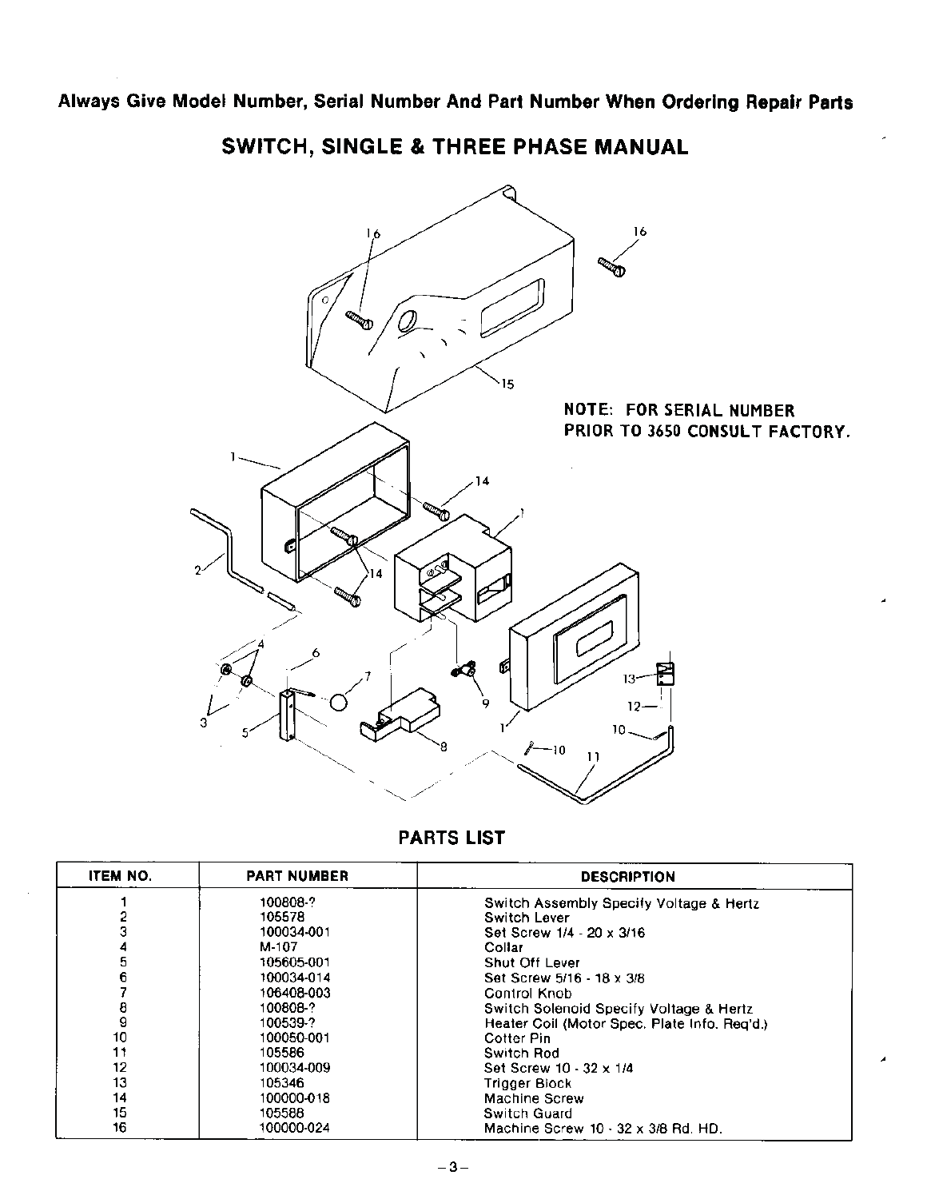**Always Give Model Number, Serial Number And Part Number When Ordering Repair Parts**

## SWITCH, SINGLE & THREE PHASE MANUAL

**NOTE: FOR SERIAL NUMBER PRIOR TO 3650 CONSULT FACTORY.**

### PARTS LIST

| ITEM NO. | PART NUMBER | DESCRIPTION |
|---|---|---|
| 1 | 100808-? | Switch Assembly Specify Voltage & Hertz |
| 2 | 105578 | Switch Lever |
| 3 | 100034-001 | Set Screw 1/4 - 20 x 3/16 |
| 4 | M-107 | Collar |
| 5 | 105605-001 | Shut Off Lever |
| 6 | 100034-014 | Set Screw 5/16 - 18 x 3/8 |
| 7 | 106408-003 | Control Knob |
| 8 | 100808-? | Switch Solenoid Specify Voltage & Hertz |
| 9 | 100539-? | Heater Coil (Motor Spec. Plate Info. Req'd.) |
| 10 | 100050-001 | Cotter Pin |
| 11 | 105586 | Switch Rod |
| 12 | 100034-009 | Set Screw 10 - 32 x 1/4 |
| 13 | 105346 | Trigger Block |
| 14 | 100000-018 | Machine Screw |
| 15 | 105588 | Switch Guard |
| 16 | 100000-024 | Machine Screw 10 - 32 x 3/8 Rd. HD. |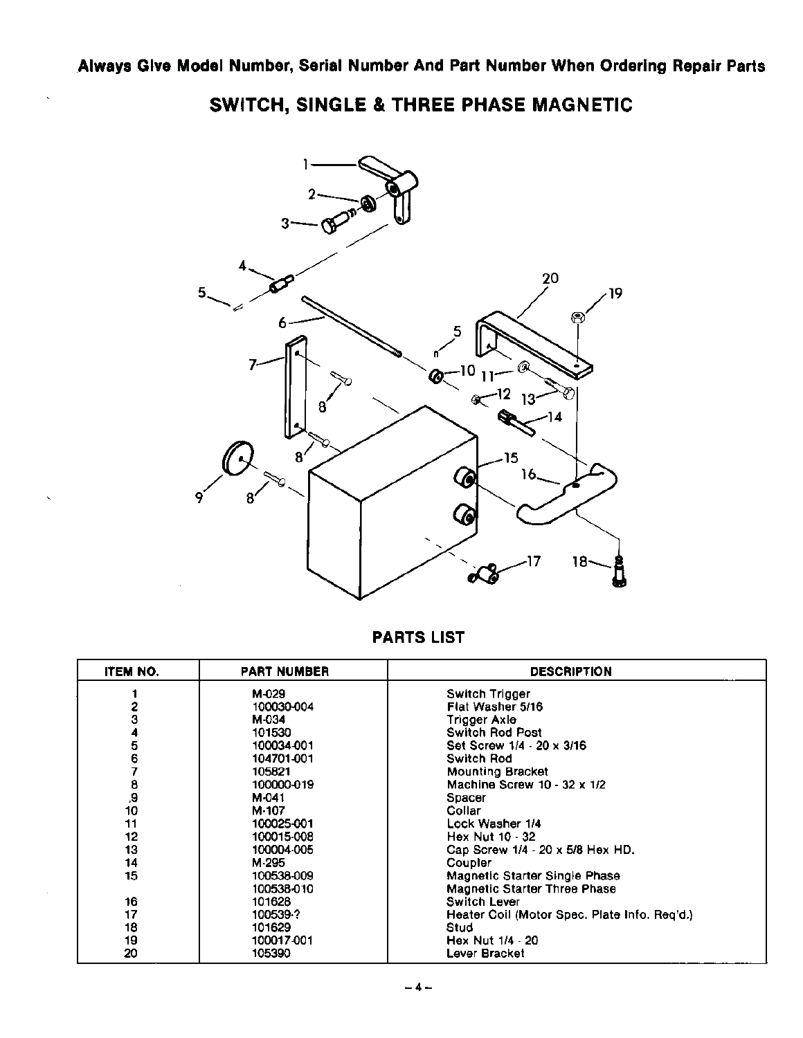**Always Give Model Number, Serial Number And Part Number When Ordering Repair Parts**

## SWITCH, SINGLE & THREE PHASE MAGNETIC

### PARTS LIST

| ITEM NO. | PART NUMBER | DESCRIPTION |
|---|---|---|
| 1 | M-029 | Switch Trigger |
| 2 | 100030-004 | Flat Washer 5/16 |
| 3 | M-034 | Trigger Axle |
| 4 | 101530 | Switch Rod Post |
| 5 | 100034-001 | Set Screw 1/4 - 20 x 3/16 |
| 6 | 104701-001 | Switch Rod |
| 7 | 105821 | Mounting Bracket |
| 8 | 100000-019 | Machine Screw 10 - 32 x 1/2 |
| 9 | M-041 | Spacer |
| 10 | M-107 | Collar |
| 11 | 100025-001 | Lock Washer 1/4 |
| 12 | 100015-008 | Hex Nut 10 - 32 |
| 13 | 100004-005 | Cap Screw 1/4 - 20 x 5/8 Hex HD. |
| 14 | M-295 | Coupler |
| 15 | 100538-009 | Magnetic Starter Single Phase |
| | 100538-010 | Magnetic Starter Three Phase |
| 16 | 101628 | Switch Lever |
| 17 | 100539-? | Heater Coil (Motor Spec. Plate Info. Req'd.) |
| 18 | 101629 | Stud |
| 19 | 100017-001 | Hex Nut 1/4 - 20 |
| 20 | 105390 | Lever Bracket |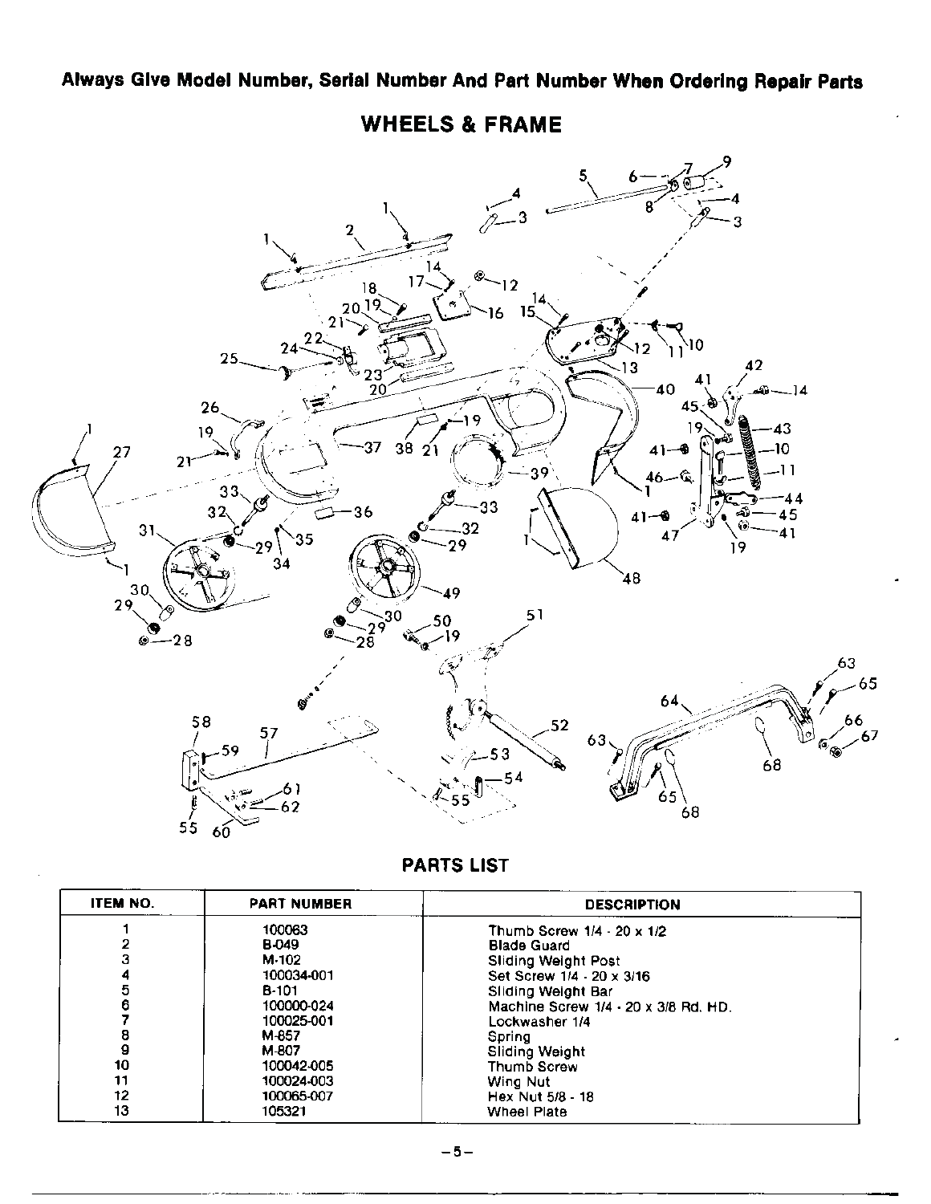**Always Give Model Number, Serial Number And Part Number When Ordering Repair Parts**

# WHEELS & FRAME

## PARTS LIST

| ITEM NO. | PART NUMBER | DESCRIPTION |
|---|---|---|
| 1 | 100063 | Thumb Screw 1/4 - 20 x 1/2 |
| 2 | B-049 | Blade Guard |
| 3 | M-102 | Sliding Weight Post |
| 4 | 100034-001 | Set Screw 1/4 - 20 x 3/16 |
| 5 | B-101 | Sliding Weight Bar |
| 6 | 100000-024 | Machine Screw 1/4 - 20 x 3/8 Rd. HD. |
| 7 | 100025-001 | Lockwasher 1/4 |
| 8 | M-657 | Spring |
| 9 | M-807 | Sliding Weight |
| 10 | 100042-005 | Thumb Screw |
| 11 | 100024-003 | Wing Nut |
| 12 | 100065-007 | Hex Nut 5/8 - 18 |
| 13 | 105321 | Wheel Plate |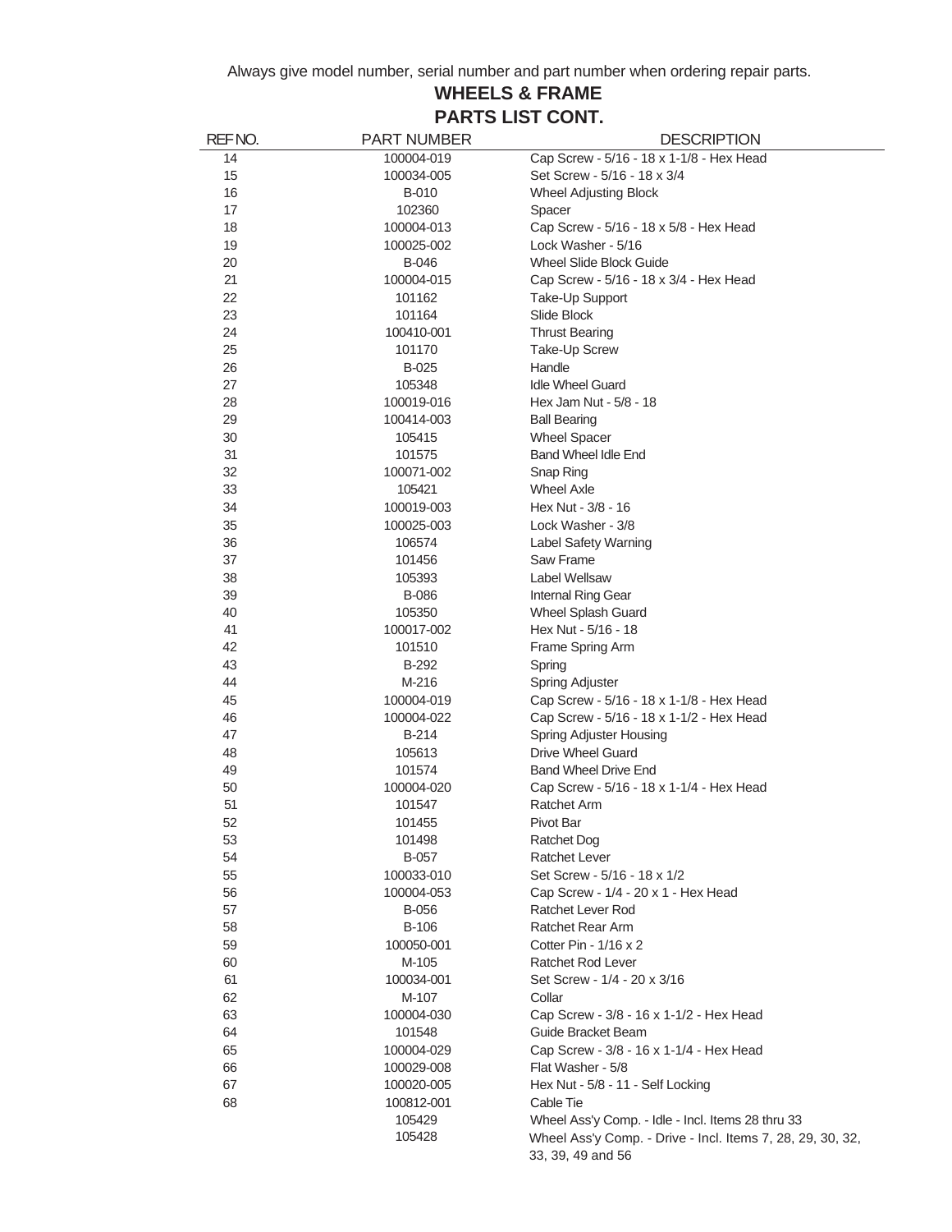Always give model number, serial number and part number when ordering repair parts.

## WHEELS & FRAME
## PARTS LIST CONT.

| REF NO. | PART NUMBER | DESCRIPTION |
|---|---|---|
| 14 | 100004-019 | Cap Screw - 5/16 - 18 x 1-1/8 - Hex Head |
| 15 | 100034-005 | Set Screw - 5/16 - 18 x 3/4 |
| 16 | B-010 | Wheel Adjusting Block |
| 17 | 102360 | Spacer |
| 18 | 100004-013 | Cap Screw - 5/16 - 18 x 5/8 - Hex Head |
| 19 | 100025-002 | Lock Washer - 5/16 |
| 20 | B-046 | Wheel Slide Block Guide |
| 21 | 100004-015 | Cap Screw - 5/16 - 18 x 3/4 - Hex Head |
| 22 | 101162 | Take-Up Support |
| 23 | 101164 | Slide Block |
| 24 | 100410-001 | Thrust Bearing |
| 25 | 101170 | Take-Up Screw |
| 26 | B-025 | Handle |
| 27 | 105348 | Idle Wheel Guard |
| 28 | 100019-016 | Hex Jam Nut - 5/8 - 18 |
| 29 | 100414-003 | Ball Bearing |
| 30 | 105415 | Wheel Spacer |
| 31 | 101575 | Band Wheel Idle End |
| 32 | 100071-002 | Snap Ring |
| 33 | 105421 | Wheel Axle |
| 34 | 100019-003 | Hex Nut - 3/8 - 16 |
| 35 | 100025-003 | Lock Washer - 3/8 |
| 36 | 106574 | Label Safety Warning |
| 37 | 101456 | Saw Frame |
| 38 | 105393 | Label Wellsaw |
| 39 | B-086 | Internal Ring Gear |
| 40 | 105350 | Wheel Splash Guard |
| 41 | 100017-002 | Hex Nut - 5/16 - 18 |
| 42 | 101510 | Frame Spring Arm |
| 43 | B-292 | Spring |
| 44 | M-216 | Spring Adjuster |
| 45 | 100004-019 | Cap Screw - 5/16 - 18 x 1-1/8 - Hex Head |
| 46 | 100004-022 | Cap Screw - 5/16 - 18 x 1-1/2 - Hex Head |
| 47 | B-214 | Spring Adjuster Housing |
| 48 | 105613 | Drive Wheel Guard |
| 49 | 101574 | Band Wheel Drive End |
| 50 | 100004-020 | Cap Screw - 5/16 - 18 x 1-1/4 - Hex Head |
| 51 | 101547 | Ratchet Arm |
| 52 | 101455 | Pivot Bar |
| 53 | 101498 | Ratchet Dog |
| 54 | B-057 | Ratchet Lever |
| 55 | 100033-010 | Set Screw - 5/16 - 18 x 1/2 |
| 56 | 100004-053 | Cap Screw - 1/4 - 20 x 1 - Hex Head |
| 57 | B-056 | Ratchet Lever Rod |
| 58 | B-106 | Ratchet Rear Arm |
| 59 | 100050-001 | Cotter Pin - 1/16 x 2 |
| 60 | M-105 | Ratchet Rod Lever |
| 61 | 100034-001 | Set Screw - 1/4 - 20 x 3/16 |
| 62 | M-107 | Collar |
| 63 | 100004-030 | Cap Screw - 3/8 - 16 x 1-1/2 - Hex Head |
| 64 | 101548 | Guide Bracket Beam |
| 65 | 100004-029 | Cap Screw - 3/8 - 16 x 1-1/4 - Hex Head |
| 66 | 100029-008 | Flat Washer - 5/8 |
| 67 | 100020-005 | Hex Nut - 5/8 - 11 - Self Locking |
| 68 | 100812-001 | Cable Tie |
| | 105429 | Wheel Ass'y Comp. - Idle - Incl. Items 28 thru 33 |
| | 105428 | Wheel Ass'y Comp. - Drive - Incl. Items 7, 28, 29, 30, 32, 33, 39, 49 and 56 |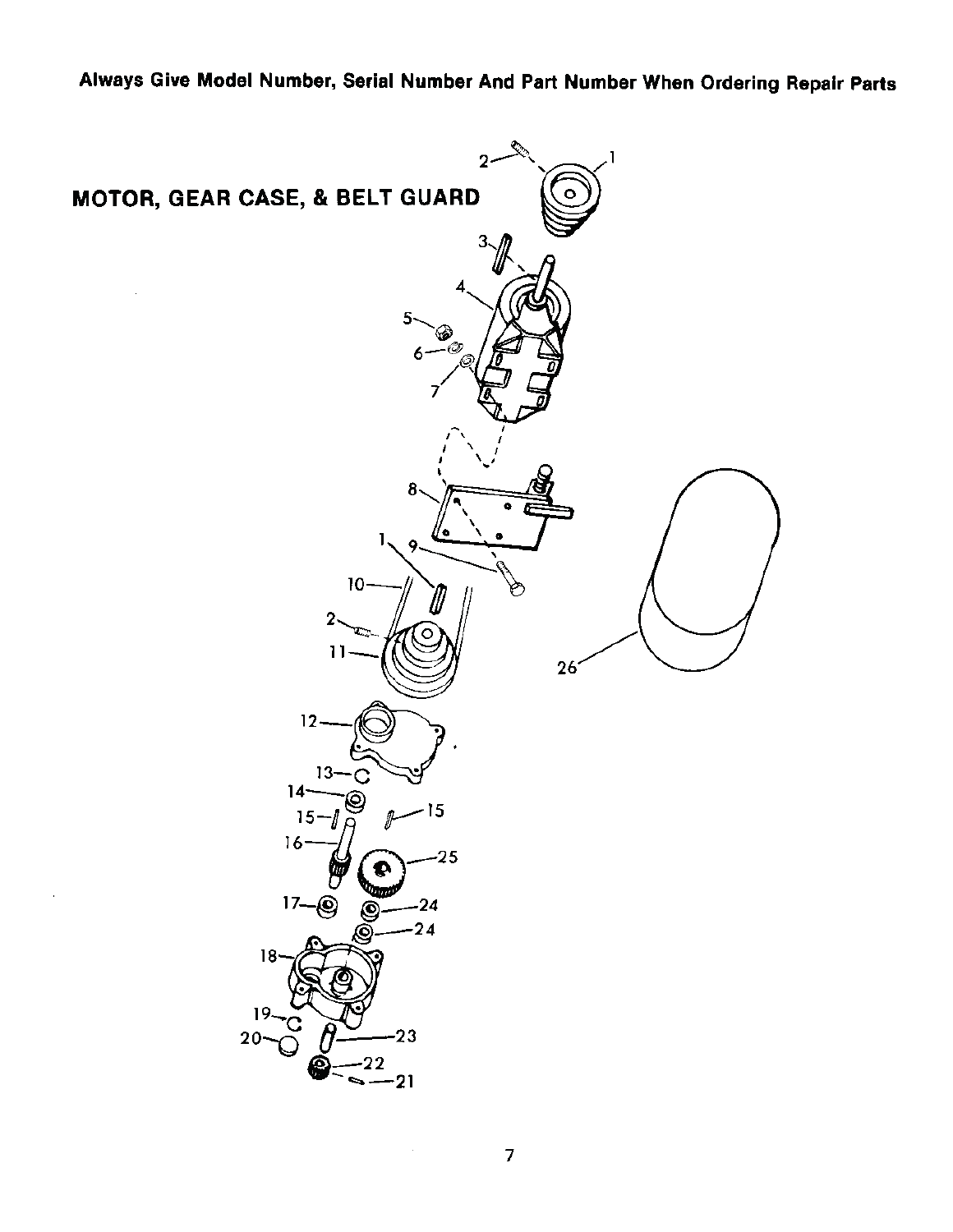Always Give Model Number, Serial Number And Part Number When Ordering Repair Parts

## MOTOR, GEAR CASE, & BELT GUARD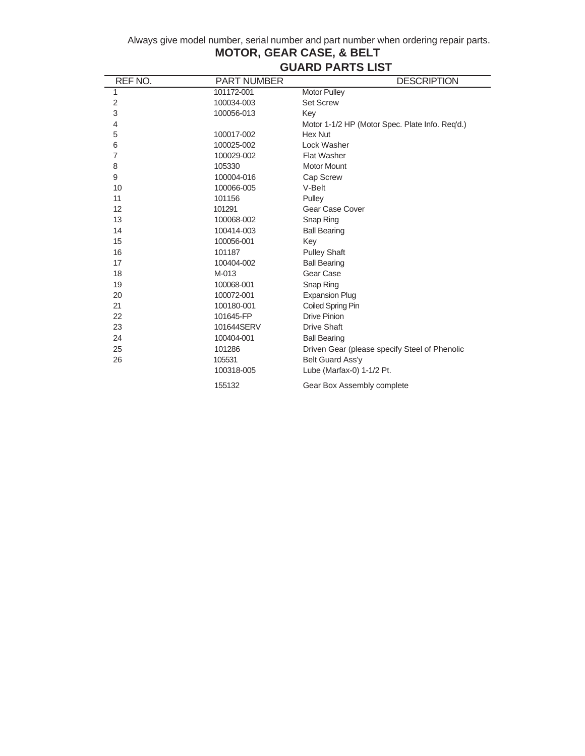Always give model number, serial number and part number when ordering repair parts.

## MOTOR, GEAR CASE, & BELT GUARD PARTS LIST

| REF NO. | PART NUMBER | DESCRIPTION |
|---|---|---|
| 1 | 101172-001 | Motor Pulley |
| 2 | 100034-003 | Set Screw |
| 3 | 100056-013 | Key |
| 4 | | Motor 1-1/2 HP (Motor Spec. Plate Info. Req'd.) |
| 5 | 100017-002 | Hex Nut |
| 6 | 100025-002 | Lock Washer |
| 7 | 100029-002 | Flat Washer |
| 8 | 105330 | Motor Mount |
| 9 | 100004-016 | Cap Screw |
| 10 | 100066-005 | V-Belt |
| 11 | 101156 | Pulley |
| 12 | 101291 | Gear Case Cover |
| 13 | 100068-002 | Snap Ring |
| 14 | 100414-003 | Ball Bearing |
| 15 | 100056-001 | Key |
| 16 | 101187 | Pulley Shaft |
| 17 | 100404-002 | Ball Bearing |
| 18 | M-013 | Gear Case |
| 19 | 100068-001 | Snap Ring |
| 20 | 100072-001 | Expansion Plug |
| 21 | 100180-001 | Coiled Spring Pin |
| 22 | 101645-FP | Drive Pinion |
| 23 | 101644SERV | Drive Shaft |
| 24 | 100404-001 | Ball Bearing |
| 25 | 101286 | Driven Gear (please specify Steel of Phenolic |
| 26 | 105531 | Belt Guard Ass'y |
| | 100318-005 | Lube (Marfax-0) 1-1/2 Pt. |
| | 155132 | Gear Box Assembly complete |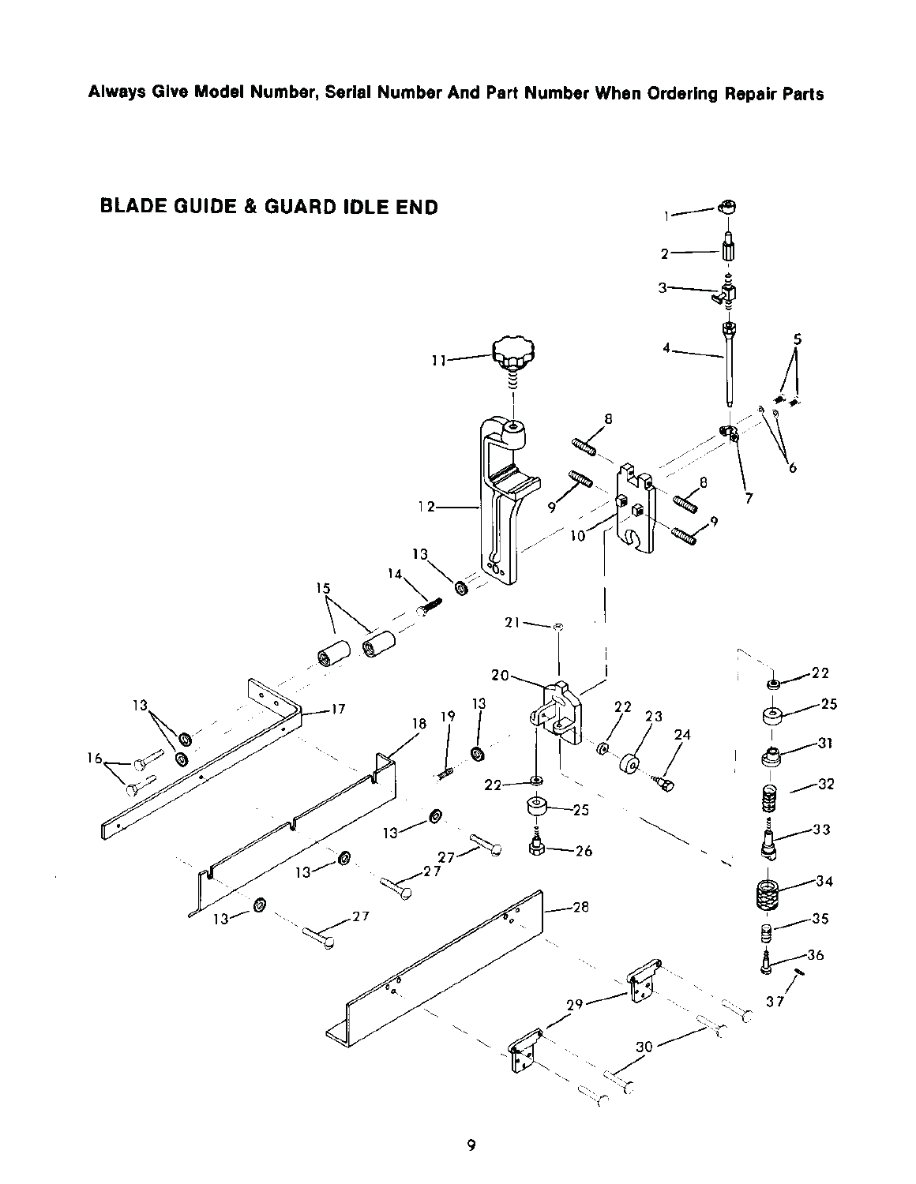**Always Give Model Number, Serial Number And Part Number When Ordering Repair Parts**

## BLADE GUIDE & GUARD IDLE END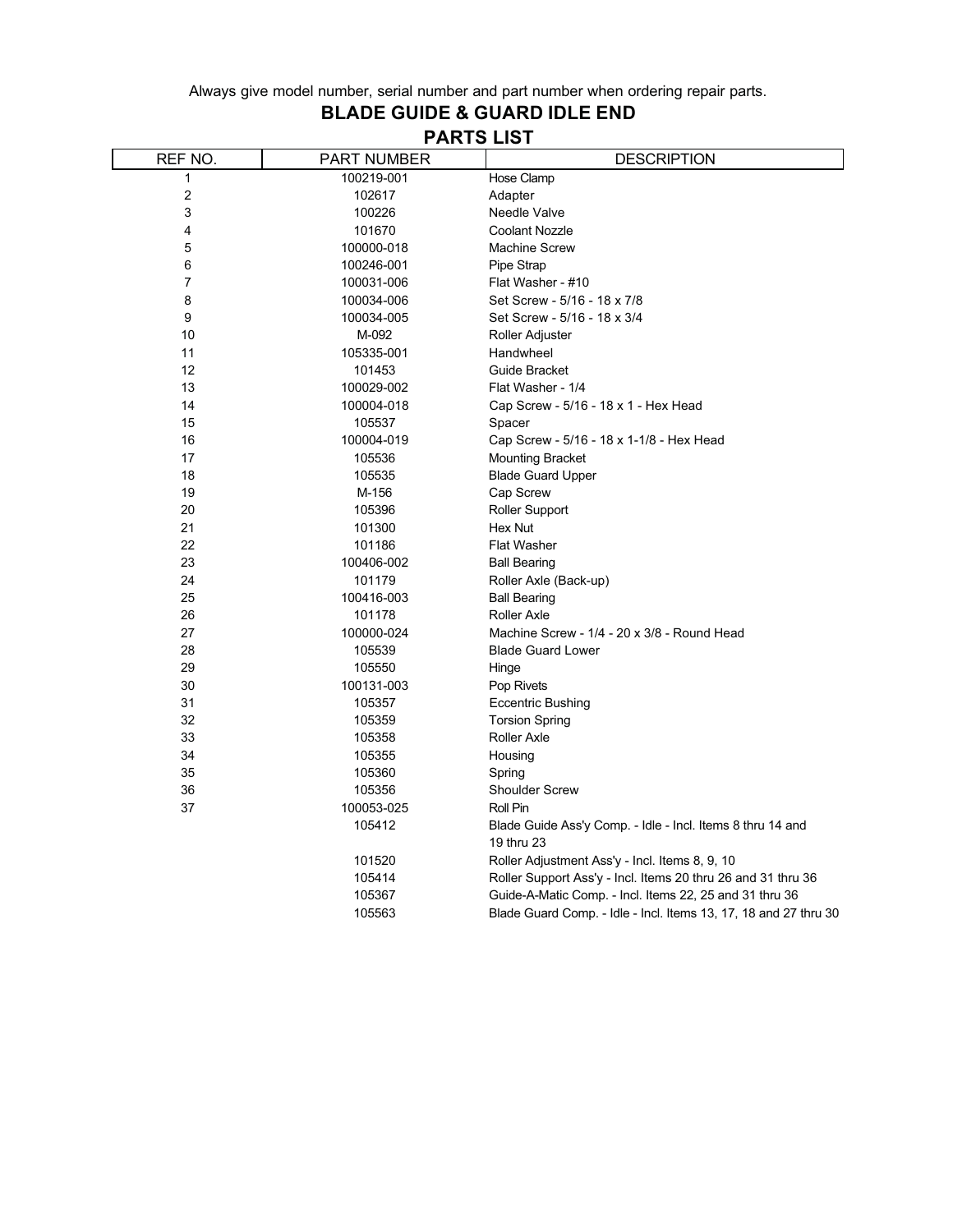Always give model number, serial number and part number when ordering repair parts.

## BLADE GUIDE & GUARD IDLE END

## PARTS LIST

| REF NO. | PART NUMBER | DESCRIPTION |
|---|---|---|
| 1 | 100219-001 | Hose Clamp |
| 2 | 102617 | Adapter |
| 3 | 100226 | Needle Valve |
| 4 | 101670 | Coolant Nozzle |
| 5 | 100000-018 | Machine Screw |
| 6 | 100246-001 | Pipe Strap |
| 7 | 100031-006 | Flat Washer - #10 |
| 8 | 100034-006 | Set Screw - 5/16 - 18 x 7/8 |
| 9 | 100034-005 | Set Screw - 5/16 - 18 x 3/4 |
| 10 | M-092 | Roller Adjuster |
| 11 | 105335-001 | Handwheel |
| 12 | 101453 | Guide Bracket |
| 13 | 100029-002 | Flat Washer - 1/4 |
| 14 | 100004-018 | Cap Screw - 5/16 - 18 x 1 - Hex Head |
| 15 | 105537 | Spacer |
| 16 | 100004-019 | Cap Screw - 5/16 - 18 x 1-1/8 - Hex Head |
| 17 | 105536 | Mounting Bracket |
| 18 | 105535 | Blade Guard Upper |
| 19 | M-156 | Cap Screw |
| 20 | 105396 | Roller Support |
| 21 | 101300 | Hex Nut |
| 22 | 101186 | Flat Washer |
| 23 | 100406-002 | Ball Bearing |
| 24 | 101179 | Roller Axle (Back-up) |
| 25 | 100416-003 | Ball Bearing |
| 26 | 101178 | Roller Axle |
| 27 | 100000-024 | Machine Screw - 1/4 - 20 x 3/8 - Round Head |
| 28 | 105539 | Blade Guard Lower |
| 29 | 105550 | Hinge |
| 30 | 100131-003 | Pop Rivets |
| 31 | 105357 | Eccentric Bushing |
| 32 | 105359 | Torsion Spring |
| 33 | 105358 | Roller Axle |
| 34 | 105355 | Housing |
| 35 | 105360 | Spring |
| 36 | 105356 | Shoulder Screw |
| 37 | 100053-025 | Roll Pin |
| | 105412 | Blade Guide Ass'y Comp. - Idle - Incl. Items 8 thru 14 and 19 thru 23 |
| | 101520 | Roller Adjustment Ass'y - Incl. Items 8, 9, 10 |
| | 105414 | Roller Support Ass'y - Incl. Items 20 thru 26 and 31 thru 36 |
| | 105367 | Guide-A-Matic Comp. - Incl. Items 22, 25 and 31 thru 36 |
| | 105563 | Blade Guard Comp. - Idle - Incl. Items 13, 17, 18 and 27 thru 30 |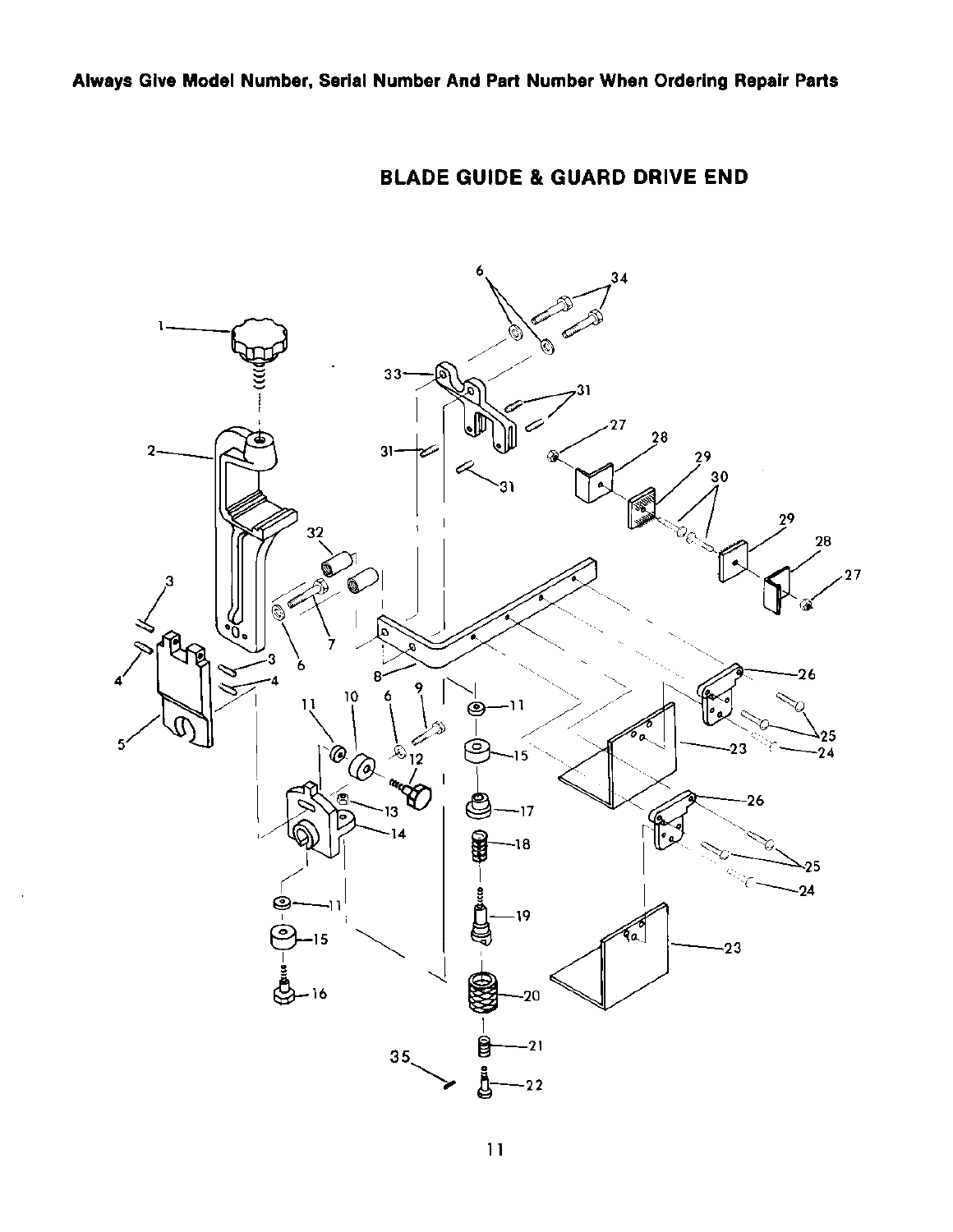**Always Give Model Number, Serial Number And Part Number When Ordering Repair Parts**

## BLADE GUIDE & GUARD DRIVE END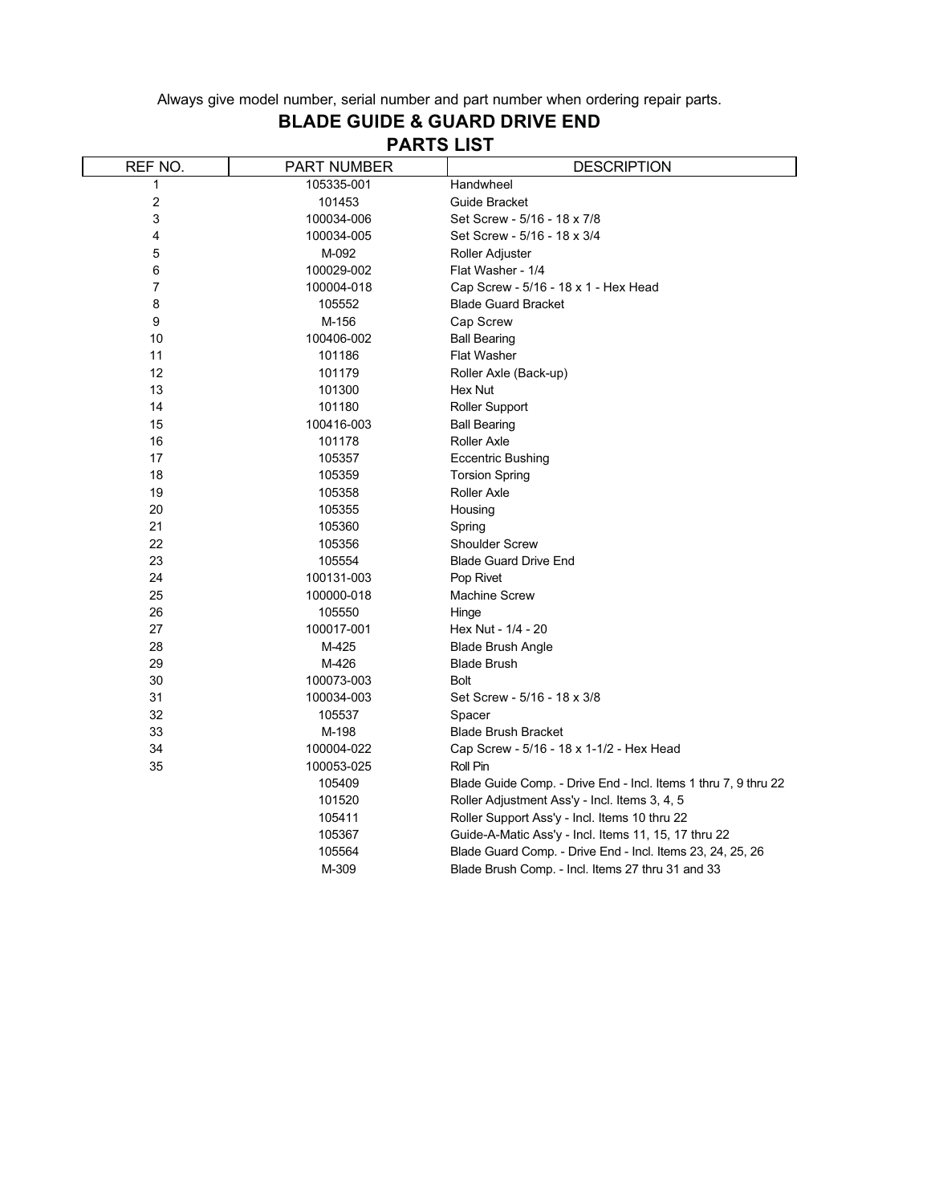Always give model number, serial number and part number when ordering repair parts.

## BLADE GUIDE & GUARD DRIVE END

### PARTS LIST

| REF NO. | PART NUMBER | DESCRIPTION |
|---|---|---|
| 1 | 105335-001 | Handwheel |
| 2 | 101453 | Guide Bracket |
| 3 | 100034-006 | Set Screw - 5/16 - 18 x 7/8 |
| 4 | 100034-005 | Set Screw - 5/16 - 18 x 3/4 |
| 5 | M-092 | Roller Adjuster |
| 6 | 100029-002 | Flat Washer - 1/4 |
| 7 | 100004-018 | Cap Screw - 5/16 - 18 x 1 - Hex Head |
| 8 | 105552 | Blade Guard Bracket |
| 9 | M-156 | Cap Screw |
| 10 | 100406-002 | Ball Bearing |
| 11 | 101186 | Flat Washer |
| 12 | 101179 | Roller Axle (Back-up) |
| 13 | 101300 | Hex Nut |
| 14 | 101180 | Roller Support |
| 15 | 100416-003 | Ball Bearing |
| 16 | 101178 | Roller Axle |
| 17 | 105357 | Eccentric Bushing |
| 18 | 105359 | Torsion Spring |
| 19 | 105358 | Roller Axle |
| 20 | 105355 | Housing |
| 21 | 105360 | Spring |
| 22 | 105356 | Shoulder Screw |
| 23 | 105554 | Blade Guard Drive End |
| 24 | 100131-003 | Pop Rivet |
| 25 | 100000-018 | Machine Screw |
| 26 | 105550 | Hinge |
| 27 | 100017-001 | Hex Nut - 1/4 - 20 |
| 28 | M-425 | Blade Brush Angle |
| 29 | M-426 | Blade Brush |
| 30 | 100073-003 | Bolt |
| 31 | 100034-003 | Set Screw - 5/16 - 18 x 3/8 |
| 32 | 105537 | Spacer |
| 33 | M-198 | Blade Brush Bracket |
| 34 | 100004-022 | Cap Screw - 5/16 - 18 x 1-1/2 - Hex Head |
| 35 | 100053-025 | Roll Pin |
| | 105409 | Blade Guide Comp. - Drive End - Incl. Items 1 thru 7, 9 thru 22 |
| | 101520 | Roller Adjustment Ass'y - Incl. Items 3, 4, 5 |
| | 105411 | Roller Support Ass'y - Incl. Items 10 thru 22 |
| | 105367 | Guide-A-Matic Ass'y - Incl. Items 11, 15, 17 thru 22 |
| | 105564 | Blade Guard Comp. - Drive End - Incl. Items 23, 24, 25, 26 |
| | M-309 | Blade Brush Comp. - Incl. Items 27 thru 31 and 33 |